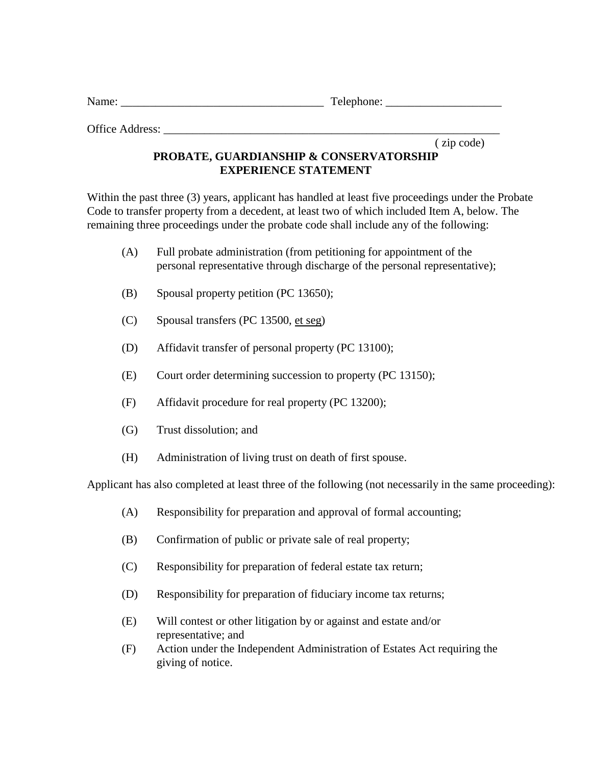Name: ___________________________________ Telephone: ____________________

Office Address: ____________________________________________________________
( zip code)

**PROBATE, GUARDIANSHIP & CONSERVATORSHIP**
**EXPERIENCE STATEMENT**

Within the past three (3) years, applicant has handled at least five proceedings under the Probate Code to transfer property from a decedent, at least two of which included Item A, below. The remaining three proceedings under the probate code shall include any of the following:

(A) Full probate administration (from petitioning for appointment of the personal representative through discharge of the personal representative);

(B) Spousal property petition (PC 13650);

(C) Spousal transfers (PC 13500, et seg)

(D) Affidavit transfer of personal property (PC 13100);

(E) Court order determining succession to property (PC 13150);

(F) Affidavit procedure for real property (PC 13200);

(G) Trust dissolution; and

(H) Administration of living trust on death of first spouse.

Applicant has also completed at least three of the following (not necessarily in the same proceeding):

(A) Responsibility for preparation and approval of formal accounting;

(B) Confirmation of public or private sale of real property;

(C) Responsibility for preparation of federal estate tax return;

(D) Responsibility for preparation of fiduciary income tax returns;

(E) Will contest or other litigation by or against and estate and/or representative; and

(F) Action under the Independent Administration of Estates Act requiring the giving of notice.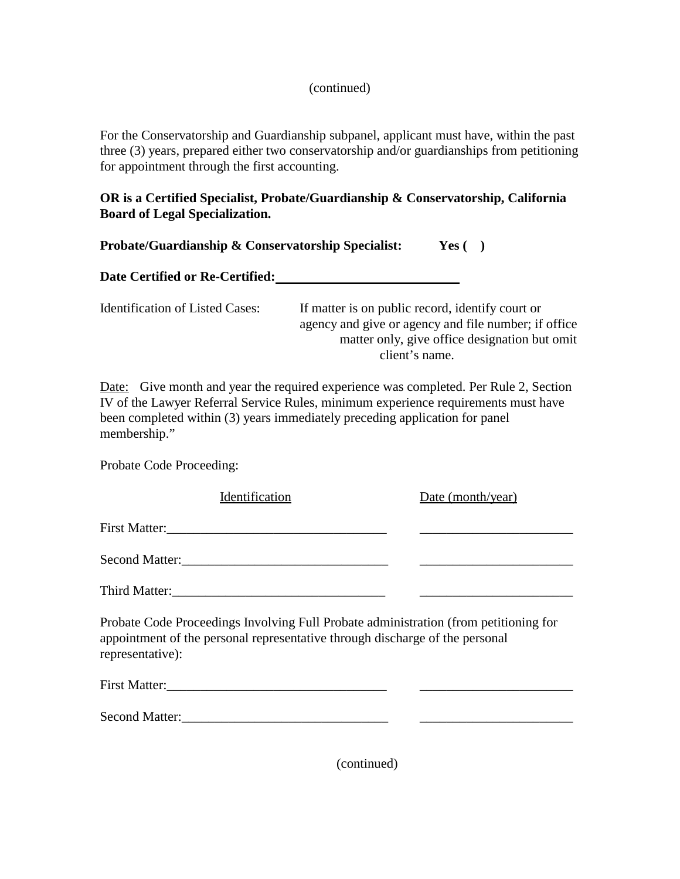(continued)

For the Conservatorship and Guardianship subpanel, applicant must have, within the past three (3) years, prepared either two conservatorship and/or guardianships from petitioning for appointment through the first accounting.

**OR is a Certified Specialist, Probate/Guardianship & Conservatorship, California Board of Legal Specialization.**

**Probate/Guardianship & Conservatorship Specialist: Yes (   )**

**Date Certified or Re-Certified:____________________________**

Identification of Listed Cases: If matter is on public record, identify court or agency and give or agency and file number; if office matter only, give office designation but omit client's name.

Date: Give month and year the required experience was completed. Per Rule 2, Section IV of the Lawyer Referral Service Rules, minimum experience requirements must have been completed within (3) years immediately preceding application for panel membership."

Probate Code Proceeding:

| Identification | Date (month/year) |
|---|---|
| First Matter:_________________________________ | _______________________ |
| Second Matter:_______________________________ | _______________________ |
| Third Matter:________________________________ | _______________________ |

Probate Code Proceedings Involving Full Probate administration (from petitioning for appointment of the personal representative through discharge of the personal representative):

| | |
|---|---|
| First Matter:_________________________________ | _______________________ |
| Second Matter:_______________________________ | _______________________ |

(continued)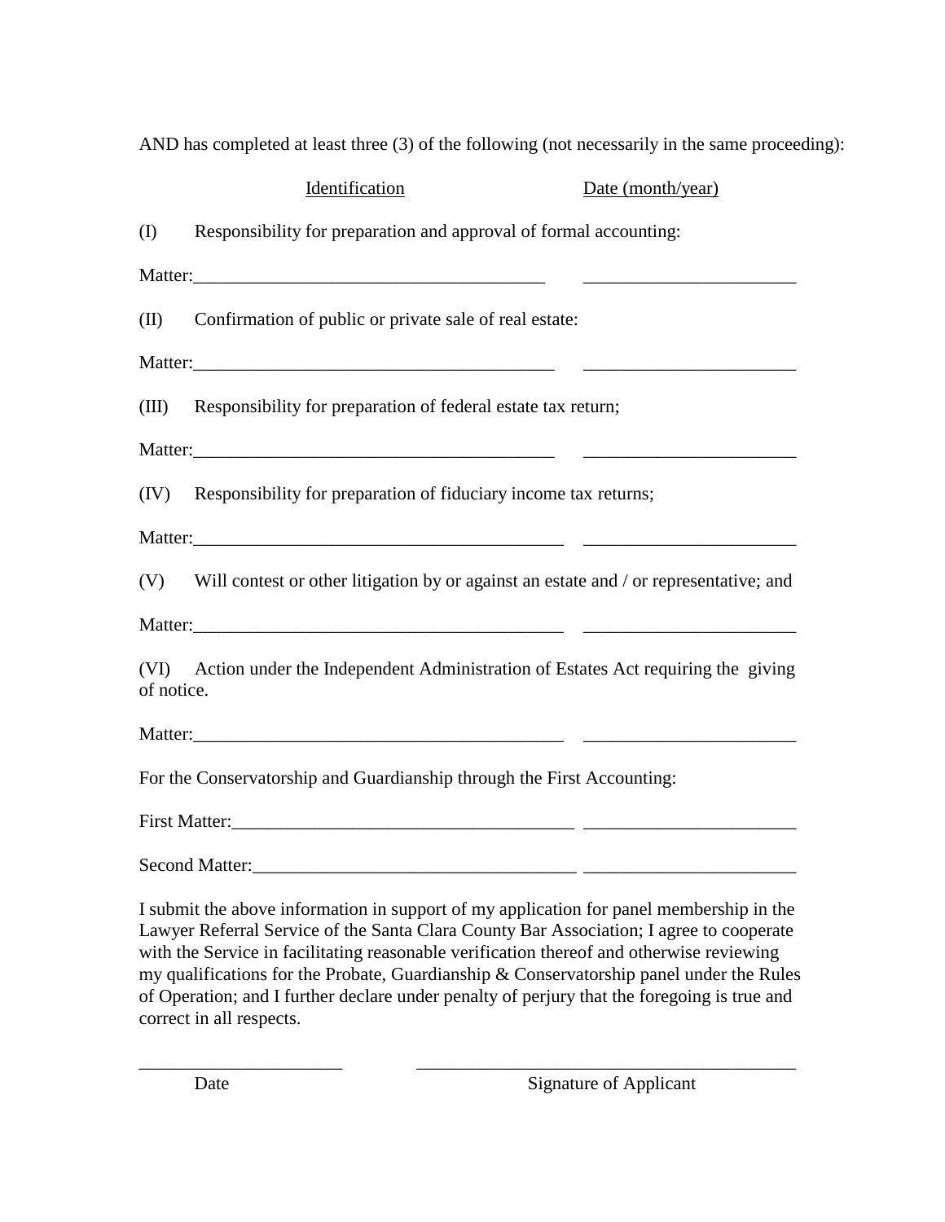AND has completed at least three (3) of the following (not necessarily in the same proceeding):

Identification — Date (month/year)

(I) Responsibility for preparation and approval of formal accounting:

Matter:________________________________________ ________________________

(II) Confirmation of public or private sale of real estate:

Matter:________________________________________ ________________________

(III) Responsibility for preparation of federal estate tax return;

Matter:________________________________________ ________________________

(IV) Responsibility for preparation of fiduciary income tax returns;

Matter:________________________________________ ________________________

(V) Will contest or other litigation by or against an estate and / or representative; and

Matter:________________________________________ ________________________

(VI) Action under the Independent Administration of Estates Act requiring the giving of notice.

Matter:________________________________________ ________________________

For the Conservatorship and Guardianship through the First Accounting:

First Matter:_____________________________________ ________________________

Second Matter:___________________________________ ________________________

I submit the above information in support of my application for panel membership in the Lawyer Referral Service of the Santa Clara County Bar Association; I agree to cooperate with the Service in facilitating reasonable verification thereof and otherwise reviewing my qualifications for the Probate, Guardianship & Conservatorship panel under the Rules of Operation; and I further declare under penalty of perjury that the foregoing is true and correct in all respects.

______________________ ____________________________________________

Date — Signature of Applicant